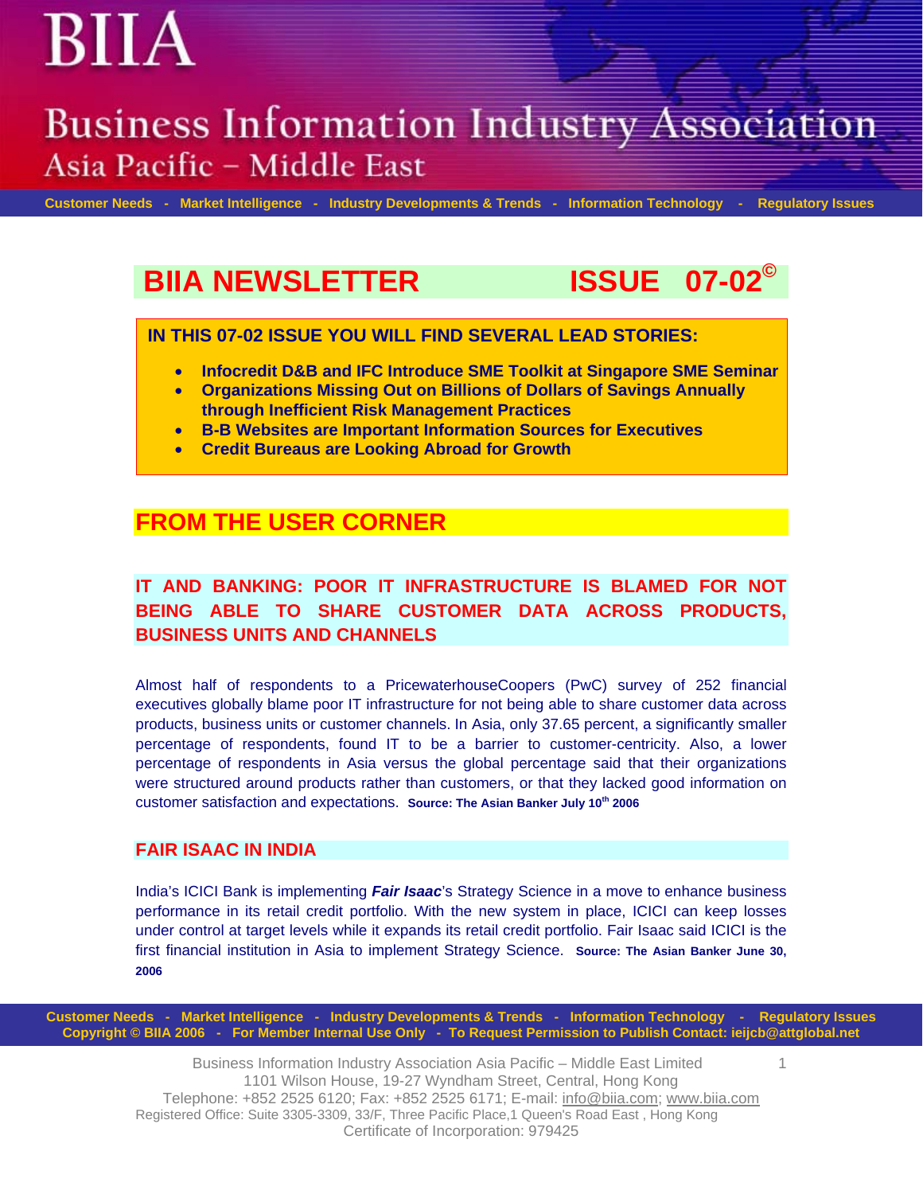# BIIA

## Business Information Industry Association
### Asia Pacific – Middle East

Customer Needs - Market Intelligence - Industry Developments & Trends - Information Technology - Regulatory Issues

# BIIA NEWSLETTER ISSUE 07-02©

**IN THIS 07-02 ISSUE YOU WILL FIND SEVERAL LEAD STORIES:**

- **Infocredit D&B and IFC Introduce SME Toolkit at Singapore SME Seminar**
- **Organizations Missing Out on Billions of Dollars of Savings Annually through Inefficient Risk Management Practices**
- **B-B Websites are Important Information Sources for Executives**
- **Credit Bureaus are Looking Abroad for Growth**

## FROM THE USER CORNER

### IT AND BANKING: POOR IT INFRASTRUCTURE IS BLAMED FOR NOT BEING ABLE TO SHARE CUSTOMER DATA ACROSS PRODUCTS, BUSINESS UNITS AND CHANNELS

Almost half of respondents to a PricewaterhouseCoopers (PwC) survey of 252 financial executives globally blame poor IT infrastructure for not being able to share customer data across products, business units or customer channels. In Asia, only 37.65 percent, a significantly smaller percentage of respondents, found IT to be a barrier to customer-centricity. Also, a lower percentage of respondents in Asia versus the global percentage said that their organizations were structured around products rather than customers, or that they lacked good information on customer satisfaction and expectations. **Source: The Asian Banker July 10th 2006**

### FAIR ISAAC IN INDIA

India's ICICI Bank is implementing ***Fair Isaac***'s Strategy Science in a move to enhance business performance in its retail credit portfolio. With the new system in place, ICICI can keep losses under control at target levels while it expands its retail credit portfolio. Fair Isaac said ICICI is the first financial institution in Asia to implement Strategy Science. **Source: The Asian Banker June 30, 2006**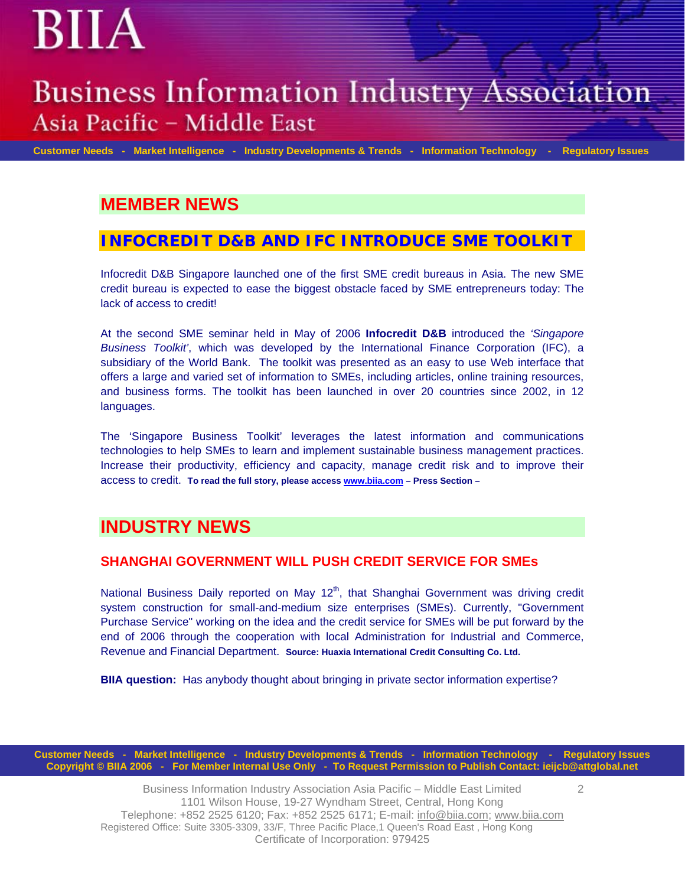## MEMBER NEWS

### INFOCREDIT D&B AND IFC INTRODUCE SME TOOLKIT

Infocredit D&B Singapore launched one of the first SME credit bureaus in Asia. The new SME credit bureau is expected to ease the biggest obstacle faced by SME entrepreneurs today: The lack of access to credit!

At the second SME seminar held in May of 2006 **Infocredit D&B** introduced the *'Singapore Business Toolkit'*, which was developed by the International Finance Corporation (IFC), a subsidiary of the World Bank. The toolkit was presented as an easy to use Web interface that offers a large and varied set of information to SMEs, including articles, online training resources, and business forms. The toolkit has been launched in over 20 countries since 2002, in 12 languages.

The 'Singapore Business Toolkit' leverages the latest information and communications technologies to help SMEs to learn and implement sustainable business management practices. Increase their productivity, efficiency and capacity, manage credit risk and to improve their access to credit. **To read the full story, please access www.biia.com – Press Section –**

## INDUSTRY NEWS

### SHANGHAI GOVERNMENT WILL PUSH CREDIT SERVICE FOR SMEs

National Business Daily reported on May 12th, that Shanghai Government was driving credit system construction for small-and-medium size enterprises (SMEs). Currently, "Government Purchase Service" working on the idea and the credit service for SMEs will be put forward by the end of 2006 through the cooperation with local Administration for Industrial and Commerce, Revenue and Financial Department. **Source: Huaxia International Credit Consulting Co. Ltd.**

**BIIA question:** Has anybody thought about bringing in private sector information expertise?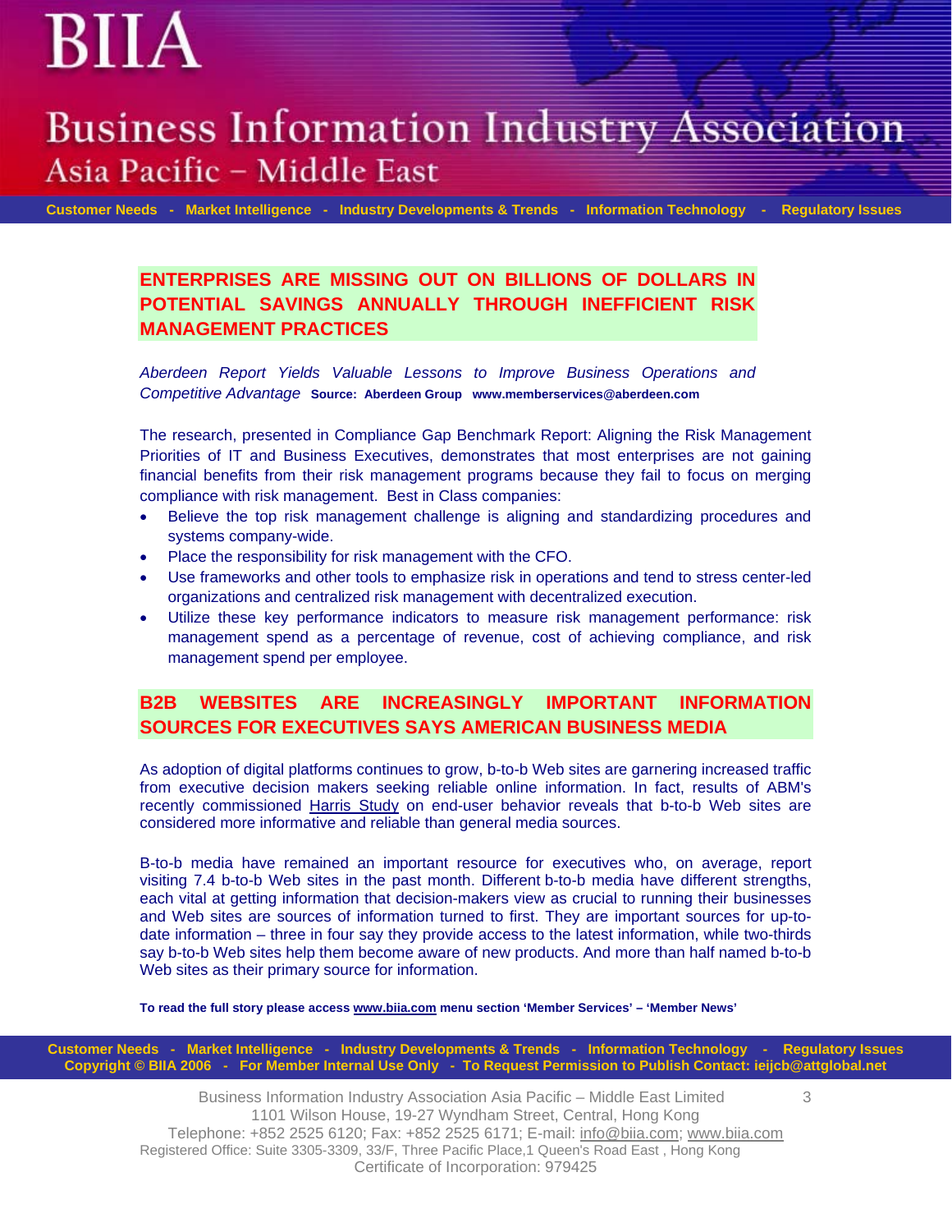## ENTERPRISES ARE MISSING OUT ON BILLIONS OF DOLLARS IN POTENTIAL SAVINGS ANNUALLY THROUGH INEFFICIENT RISK MANAGEMENT PRACTICES

*Aberdeen Report Yields Valuable Lessons to Improve Business Operations and Competitive Advantage* **Source: Aberdeen Group www.memberservices@aberdeen.com**

The research, presented in Compliance Gap Benchmark Report: Aligning the Risk Management Priorities of IT and Business Executives, demonstrates that most enterprises are not gaining financial benefits from their risk management programs because they fail to focus on merging compliance with risk management. Best in Class companies:

- Believe the top risk management challenge is aligning and standardizing procedures and systems company-wide.
- Place the responsibility for risk management with the CFO.
- Use frameworks and other tools to emphasize risk in operations and tend to stress center-led organizations and centralized risk management with decentralized execution.
- Utilize these key performance indicators to measure risk management performance: risk management spend as a percentage of revenue, cost of achieving compliance, and risk management spend per employee.

## B2B WEBSITES ARE INCREASINGLY IMPORTANT INFORMATION SOURCES FOR EXECUTIVES SAYS AMERICAN BUSINESS MEDIA

As adoption of digital platforms continues to grow, b-to-b Web sites are garnering increased traffic from executive decision makers seeking reliable online information. In fact, results of ABM's recently commissioned Harris Study on end-user behavior reveals that b-to-b Web sites are considered more informative and reliable than general media sources.

B-to-b media have remained an important resource for executives who, on average, report visiting 7.4 b-to-b Web sites in the past month. Different b-to-b media have different strengths, each vital at getting information that decision-makers view as crucial to running their businesses and Web sites are sources of information turned to first. They are important sources for up-to-date information – three in four say they provide access to the latest information, while two-thirds say b-to-b Web sites help them become aware of new products. And more than half named b-to-b Web sites as their primary source for information.

**To read the full story please access www.biia.com menu section 'Member Services' – 'Member News'**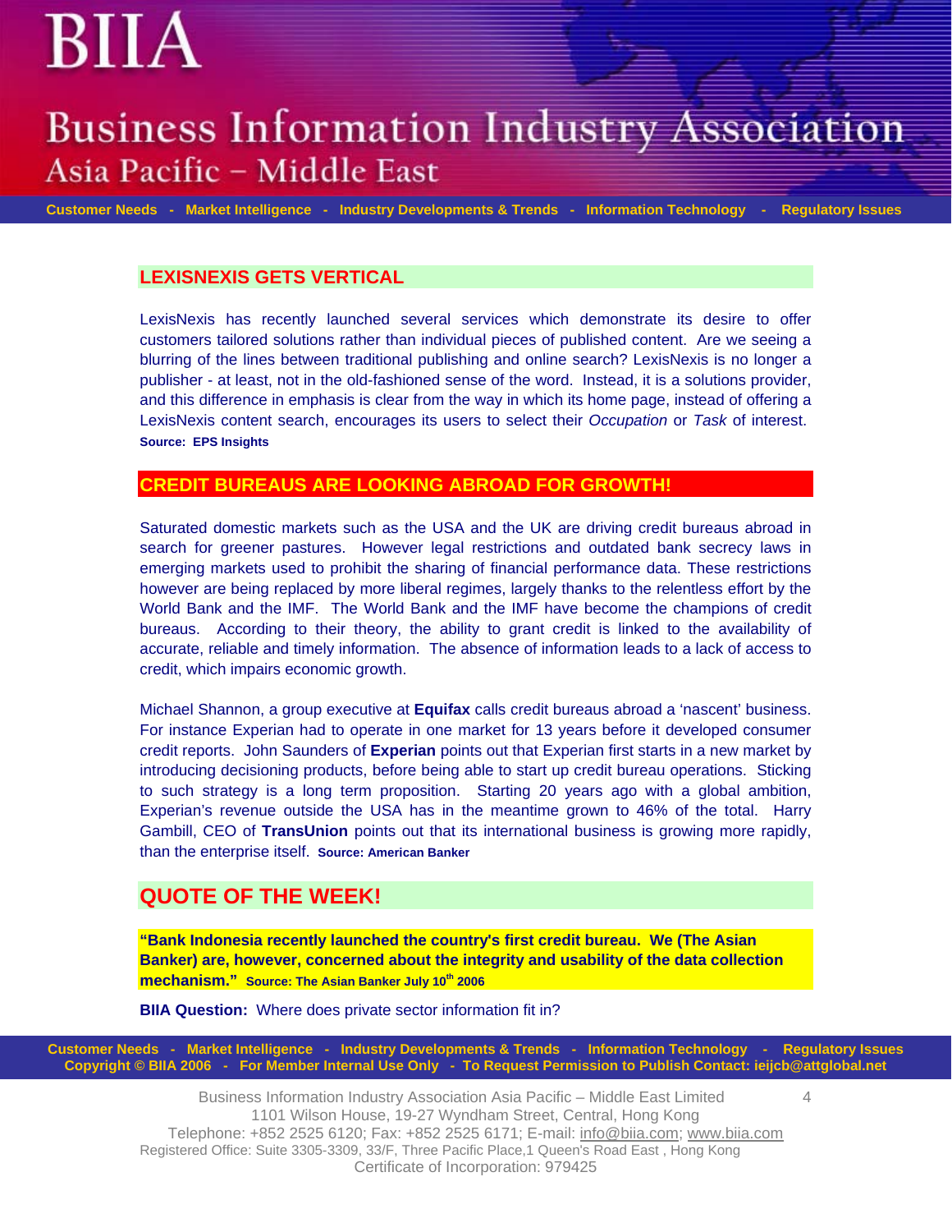## LEXISNEXIS GETS VERTICAL

LexisNexis has recently launched several services which demonstrate its desire to offer customers tailored solutions rather than individual pieces of published content. Are we seeing a blurring of the lines between traditional publishing and online search? LexisNexis is no longer a publisher - at least, not in the old-fashioned sense of the word. Instead, it is a solutions provider, and this difference in emphasis is clear from the way in which its home page, instead of offering a LexisNexis content search, encourages its users to select their *Occupation* or *Task* of interest. **Source: EPS Insights**

## CREDIT BUREAUS ARE LOOKING ABROAD FOR GROWTH!

Saturated domestic markets such as the USA and the UK are driving credit bureaus abroad in search for greener pastures. However legal restrictions and outdated bank secrecy laws in emerging markets used to prohibit the sharing of financial performance data. These restrictions however are being replaced by more liberal regimes, largely thanks to the relentless effort by the World Bank and the IMF. The World Bank and the IMF have become the champions of credit bureaus. According to their theory, the ability to grant credit is linked to the availability of accurate, reliable and timely information. The absence of information leads to a lack of access to credit, which impairs economic growth.

Michael Shannon, a group executive at **Equifax** calls credit bureaus abroad a 'nascent' business. For instance Experian had to operate in one market for 13 years before it developed consumer credit reports. John Saunders of **Experian** points out that Experian first starts in a new market by introducing decisioning products, before being able to start up credit bureau operations. Sticking to such strategy is a long term proposition. Starting 20 years ago with a global ambition, Experian's revenue outside the USA has in the meantime grown to 46% of the total. Harry Gambill, CEO of **TransUnion** points out that its international business is growing more rapidly, than the enterprise itself. **Source: American Banker**

## QUOTE OF THE WEEK!

**"Bank Indonesia recently launched the country's first credit bureau. We (The Asian Banker) are, however, concerned about the integrity and usability of the data collection mechanism." Source: The Asian Banker July 10th 2006**

**BIIA Question:** Where does private sector information fit in?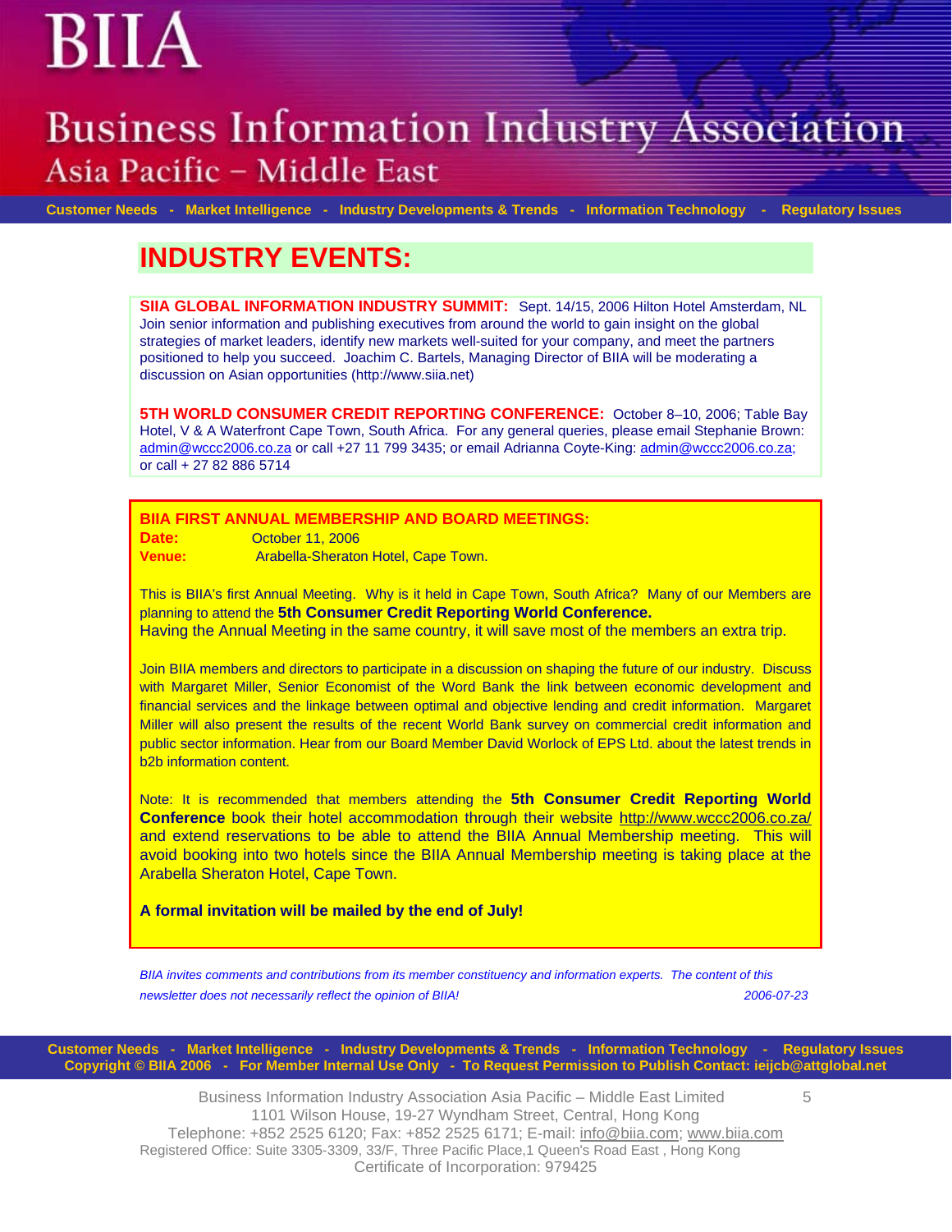# INDUSTRY EVENTS:

**SIIA GLOBAL INFORMATION INDUSTRY SUMMIT:** Sept. 14/15, 2006 Hilton Hotel Amsterdam, NL Join senior information and publishing executives from around the world to gain insight on the global strategies of market leaders, identify new markets well-suited for your company, and meet the partners positioned to help you succeed. Joachim C. Bartels, Managing Director of BIIA will be moderating a discussion on Asian opportunities (http://www.siia.net)

**5TH WORLD CONSUMER CREDIT REPORTING CONFERENCE:** October 8–10, 2006; Table Bay Hotel, V & A Waterfront Cape Town, South Africa. For any general queries, please email Stephanie Brown: admin@wccc2006.co.za or call +27 11 799 3435; or email Adrianna Coyte-King: admin@wccc2006.co.za; or call + 27 82 886 5714

**BIIA FIRST ANNUAL MEMBERSHIP AND BOARD MEETINGS:**

**Date:** October 11, 2006
**Venue:** Arabella-Sheraton Hotel, Cape Town.

This is BIIA's first Annual Meeting. Why is it held in Cape Town, South Africa? Many of our Members are planning to attend the **5th Consumer Credit Reporting World Conference.** Having the Annual Meeting in the same country, it will save most of the members an extra trip.

Join BIIA members and directors to participate in a discussion on shaping the future of our industry. Discuss with Margaret Miller, Senior Economist of the Word Bank the link between economic development and financial services and the linkage between optimal and objective lending and credit information. Margaret Miller will also present the results of the recent World Bank survey on commercial credit information and public sector information. Hear from our Board Member David Worlock of EPS Ltd. about the latest trends in b2b information content.

Note: It is recommended that members attending the **5th Consumer Credit Reporting World Conference** book their hotel accommodation through their website http://www.wccc2006.co.za/ and extend reservations to be able to attend the BIIA Annual Membership meeting. This will avoid booking into two hotels since the BIIA Annual Membership meeting is taking place at the Arabella Sheraton Hotel, Cape Town.

**A formal invitation will be mailed by the end of July!**

*BIIA invites comments and contributions from its member constituency and information experts. The content of this newsletter does not necessarily reflect the opinion of BIIA!* *2006-07-23*